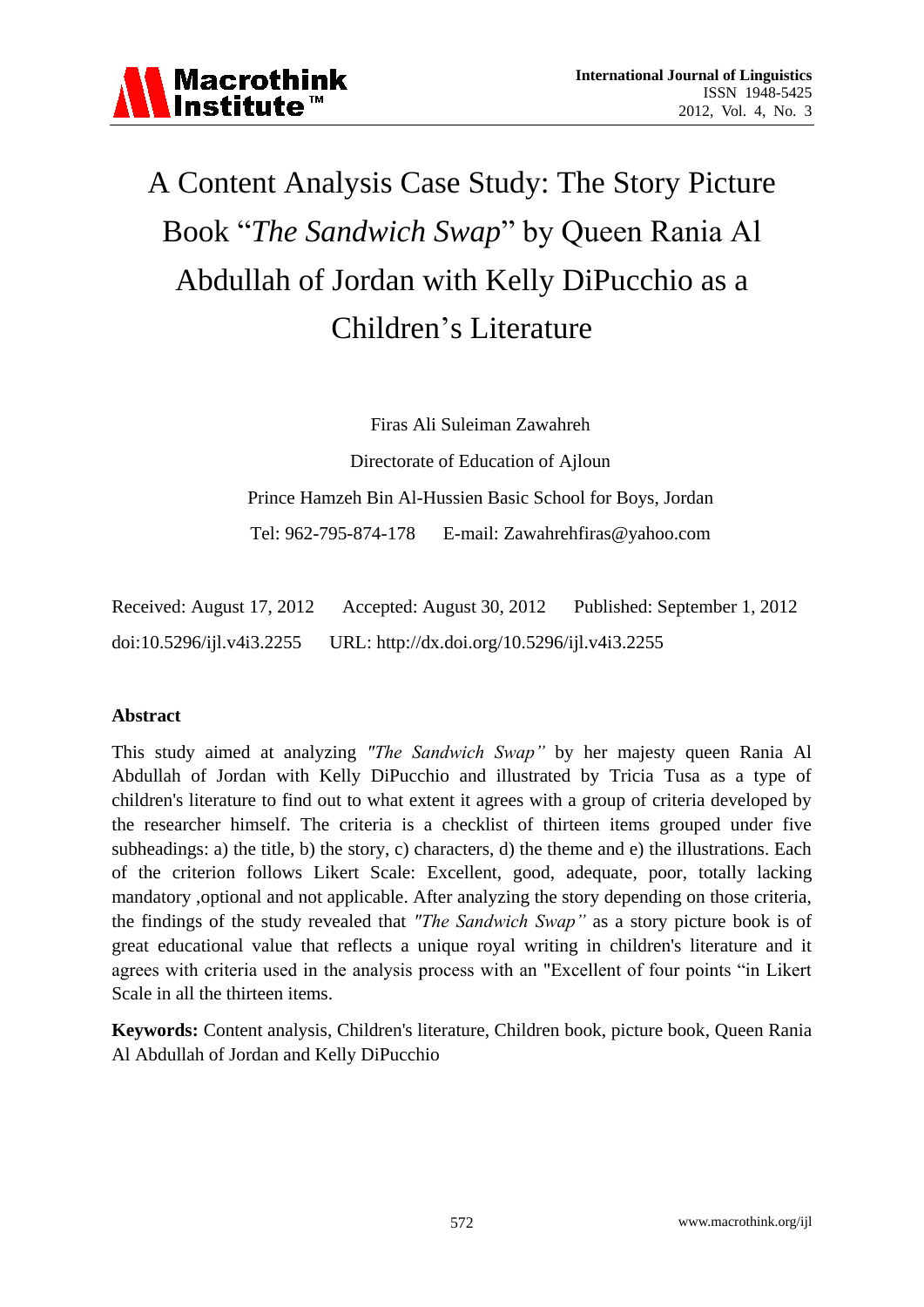# A Content Analysis Case Study: The Story Picture Book "*The Sandwich Swap*" by Queen Rania Al Abdullah of Jordan with Kelly DiPucchio as a Children's Literature

Firas Ali Suleiman Zawahreh

Directorate of Education of Ajloun

Prince Hamzeh Bin Al-Hussien Basic School for Boys, Jordan

Tel: 962-795-874-178 E-mail: Zawahrehfiras@yahoo.com

Received: August 17, 2012 Accepted: August 30, 2012 Published: September 1, 2012

doi:10.5296/ijl.v4i3.2255 URL: http://dx.doi.org/10.5296/ijl.v4i3.2255

## Abstract

This study aimed at analyzing *"The Sandwich Swap"* by her majesty queen Rania Al Abdullah of Jordan with Kelly DiPucchio and illustrated by Tricia Tusa as a type of children's literature to find out to what extent it agrees with a group of criteria developed by the researcher himself. The criteria is a checklist of thirteen items grouped under five subheadings: a) the title, b) the story, c) characters, d) the theme and e) the illustrations. Each of the criterion follows Likert Scale: Excellent, good, adequate, poor, totally lacking mandatory ,optional and not applicable. After analyzing the story depending on those criteria, the findings of the study revealed that *"The Sandwich Swap"* as a story picture book is of great educational value that reflects a unique royal writing in children's literature and it agrees with criteria used in the analysis process with an "Excellent of four points "in Likert Scale in all the thirteen items.

**Keywords:** Content analysis, Children's literature, Children book, picture book, Queen Rania Al Abdullah of Jordan and Kelly DiPucchio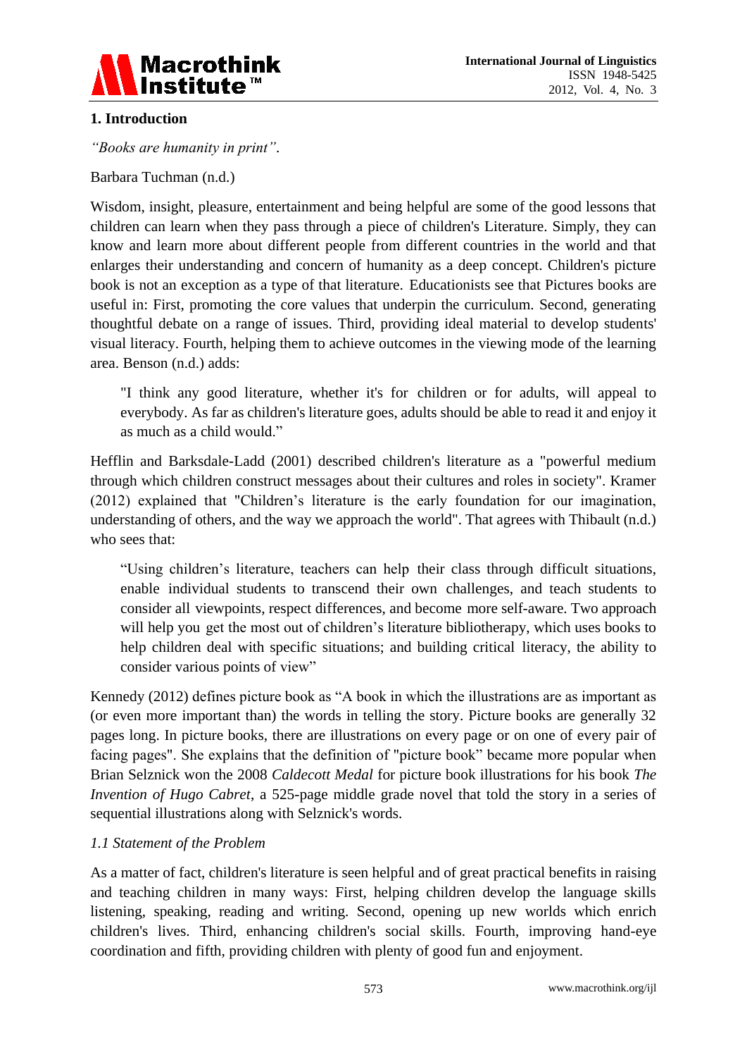## 1. Introduction

*"Books are humanity in print".*

Barbara Tuchman (n.d.)

Wisdom, insight, pleasure, entertainment and being helpful are some of the good lessons that children can learn when they pass through a piece of children's Literature. Simply, they can know and learn more about different people from different countries in the world and that enlarges their understanding and concern of humanity as a deep concept. Children's picture book is not an exception as a type of that literature. Educationists see that Pictures books are useful in: First, promoting the core values that underpin the curriculum. Second, generating thoughtful debate on a range of issues. Third, providing ideal material to develop students' visual literacy. Fourth, helping them to achieve outcomes in the viewing mode of the learning area. Benson (n.d.) adds:

> "I think any good literature, whether it's for children or for adults, will appeal to everybody. As far as children's literature goes, adults should be able to read it and enjoy it as much as a child would."

Hefflin and Barksdale-Ladd (2001) described children's literature as a "powerful medium through which children construct messages about their cultures and roles in society". Kramer (2012) explained that "Children's literature is the early foundation for our imagination, understanding of others, and the way we approach the world". That agrees with Thibault (n.d.) who sees that:

> "Using children's literature, teachers can help their class through difficult situations, enable individual students to transcend their own challenges, and teach students to consider all viewpoints, respect differences, and become more self-aware. Two approach will help you get the most out of children's literature bibliotherapy, which uses books to help children deal with specific situations; and building critical literacy, the ability to consider various points of view"

Kennedy (2012) defines picture book as "A book in which the illustrations are as important as (or even more important than) the words in telling the story. Picture books are generally 32 pages long. In picture books, there are illustrations on every page or on one of every pair of facing pages". She explains that the definition of "picture book" became more popular when Brian Selznick won the 2008 *Caldecott Medal* for picture book illustrations for his book *The Invention of Hugo Cabret*, a 525-page middle grade novel that told the story in a series of sequential illustrations along with Selznick's words.

### *1.1 Statement of the Problem*

As a matter of fact, children's literature is seen helpful and of great practical benefits in raising and teaching children in many ways: First, helping children develop the language skills listening, speaking, reading and writing. Second, opening up new worlds which enrich children's lives. Third, enhancing children's social skills. Fourth, improving hand-eye coordination and fifth, providing children with plenty of good fun and enjoyment.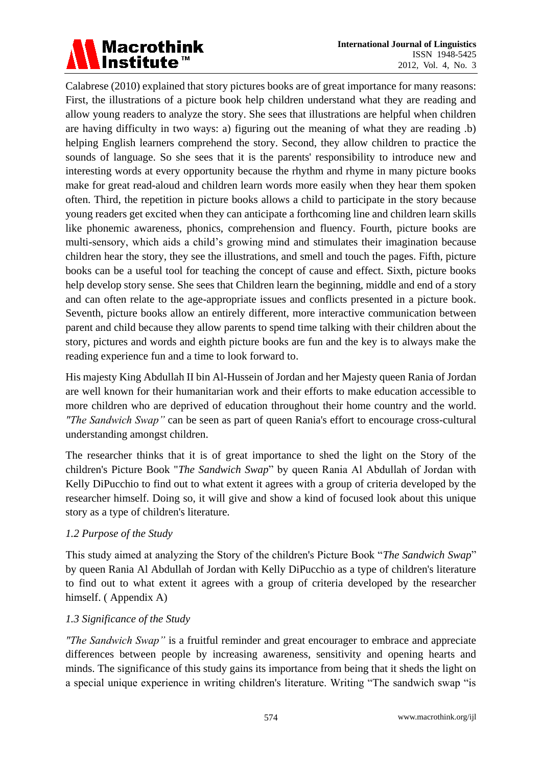Calabrese (2010) explained that story pictures books are of great importance for many reasons: First, the illustrations of a picture book help children understand what they are reading and allow young readers to analyze the story. She sees that illustrations are helpful when children are having difficulty in two ways: a) figuring out the meaning of what they are reading .b) helping English learners comprehend the story. Second, they allow children to practice the sounds of language. So she sees that it is the parents' responsibility to introduce new and interesting words at every opportunity because the rhythm and rhyme in many picture books make for great read-aloud and children learn words more easily when they hear them spoken often. Third, the repetition in picture books allows a child to participate in the story because young readers get excited when they can anticipate a forthcoming line and children learn skills like phonemic awareness, phonics, comprehension and fluency. Fourth, picture books are multi-sensory, which aids a child's growing mind and stimulates their imagination because children hear the story, they see the illustrations, and smell and touch the pages. Fifth, picture books can be a useful tool for teaching the concept of cause and effect. Sixth, picture books help develop story sense. She sees that Children learn the beginning, middle and end of a story and can often relate to the age-appropriate issues and conflicts presented in a picture book. Seventh, picture books allow an entirely different, more interactive communication between parent and child because they allow parents to spend time talking with their children about the story, pictures and words and eighth picture books are fun and the key is to always make the reading experience fun and a time to look forward to.

His majesty King Abdullah II bin Al-Hussein of Jordan and her Majesty queen Rania of Jordan are well known for their humanitarian work and their efforts to make education accessible to more children who are deprived of education throughout their home country and the world. *"The Sandwich Swap"* can be seen as part of queen Rania's effort to encourage cross-cultural understanding amongst children.

The researcher thinks that it is of great importance to shed the light on the Story of the children's Picture Book "*The Sandwich Swap*" by queen Rania Al Abdullah of Jordan with Kelly DiPucchio to find out to what extent it agrees with a group of criteria developed by the researcher himself. Doing so, it will give and show a kind of focused look about this unique story as a type of children's literature.

### *1.2 Purpose of the Study*

This study aimed at analyzing the Story of the children's Picture Book "*The Sandwich Swap*" by queen Rania Al Abdullah of Jordan with Kelly DiPucchio as a type of children's literature to find out to what extent it agrees with a group of criteria developed by the researcher himself. ( Appendix A)

### *1.3 Significance of the Study*

*"The Sandwich Swap"* is a fruitful reminder and great encourager to embrace and appreciate differences between people by increasing awareness, sensitivity and opening hearts and minds. The significance of this study gains its importance from being that it sheds the light on a special unique experience in writing children's literature. Writing "The sandwich swap "is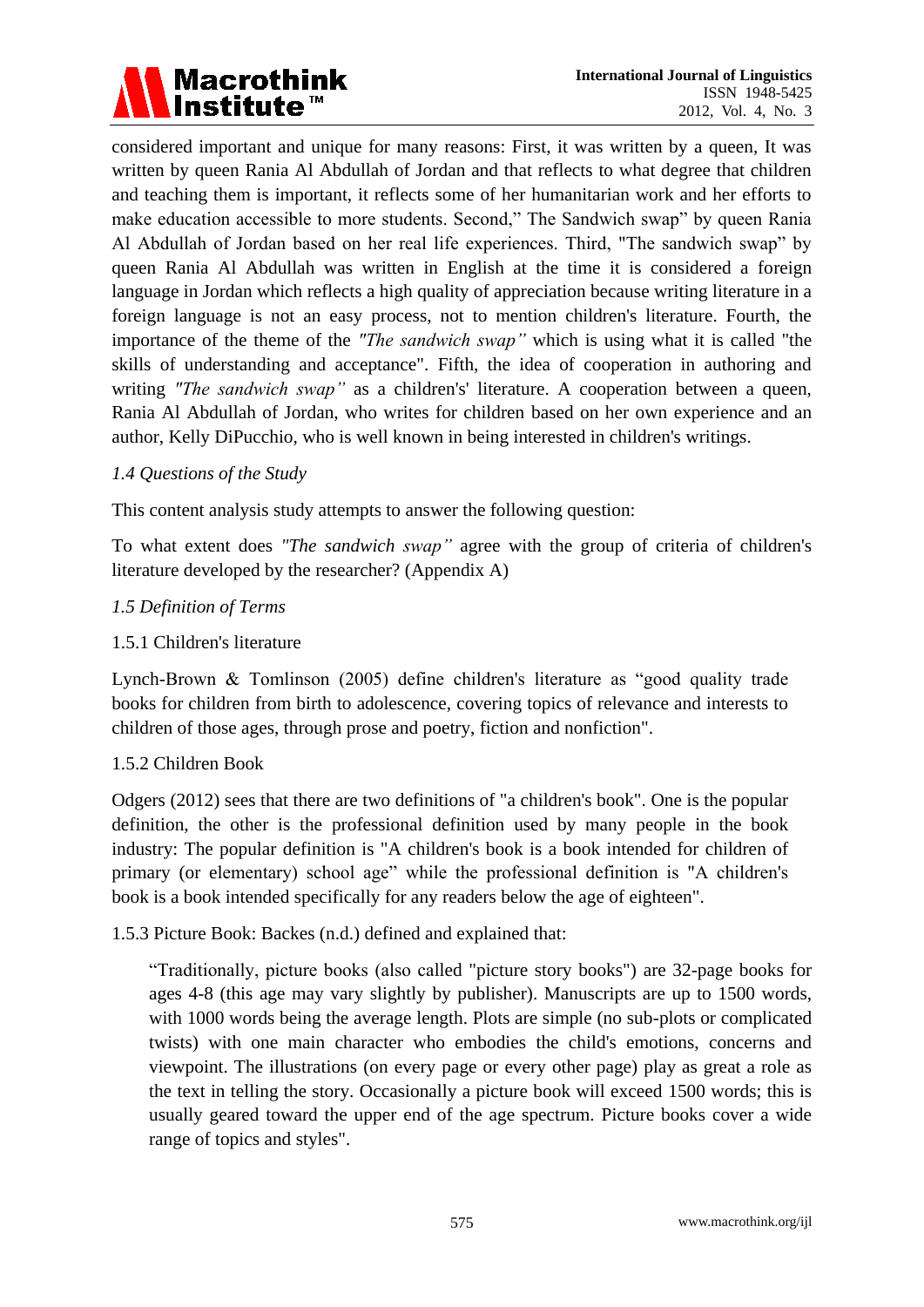considered important and unique for many reasons: First, it was written by a queen, It was written by queen Rania Al Abdullah of Jordan and that reflects to what degree that children and teaching them is important, it reflects some of her humanitarian work and her efforts to make education accessible to more students. Second," The Sandwich swap" by queen Rania Al Abdullah of Jordan based on her real life experiences. Third, "The sandwich swap" by queen Rania Al Abdullah was written in English at the time it is considered a foreign language in Jordan which reflects a high quality of appreciation because writing literature in a foreign language is not an easy process, not to mention children's literature. Fourth, the importance of the theme of the *"The sandwich swap"* which is using what it is called "the skills of understanding and acceptance". Fifth, the idea of cooperation in authoring and writing *"The sandwich swap"* as a children's' literature. A cooperation between a queen, Rania Al Abdullah of Jordan, who writes for children based on her own experience and an author, Kelly DiPucchio, who is well known in being interested in children's writings.

### *1.4 Questions of the Study*

This content analysis study attempts to answer the following question:

To what extent does *"The sandwich swap"* agree with the group of criteria of children's literature developed by the researcher? (Appendix A)

### *1.5 Definition of Terms*

1.5.1 Children's literature

Lynch-Brown & Tomlinson (2005) define children's literature as "good quality trade books for children from birth to adolescence, covering topics of relevance and interests to children of those ages, through prose and poetry, fiction and nonfiction".

1.5.2 Children Book

Odgers (2012) sees that there are two definitions of "a children's book". One is the popular definition, the other is the professional definition used by many people in the book industry: The popular definition is "A children's book is a book intended for children of primary (or elementary) school age" while the professional definition is "A children's book is a book intended specifically for any readers below the age of eighteen".

1.5.3 Picture Book: Backes (n.d.) defined and explained that:

> "Traditionally, picture books (also called "picture story books") are 32-page books for ages 4-8 (this age may vary slightly by publisher). Manuscripts are up to 1500 words, with 1000 words being the average length. Plots are simple (no sub-plots or complicated twists) with one main character who embodies the child's emotions, concerns and viewpoint. The illustrations (on every page or every other page) play as great a role as the text in telling the story. Occasionally a picture book will exceed 1500 words; this is usually geared toward the upper end of the age spectrum. Picture books cover a wide range of topics and styles".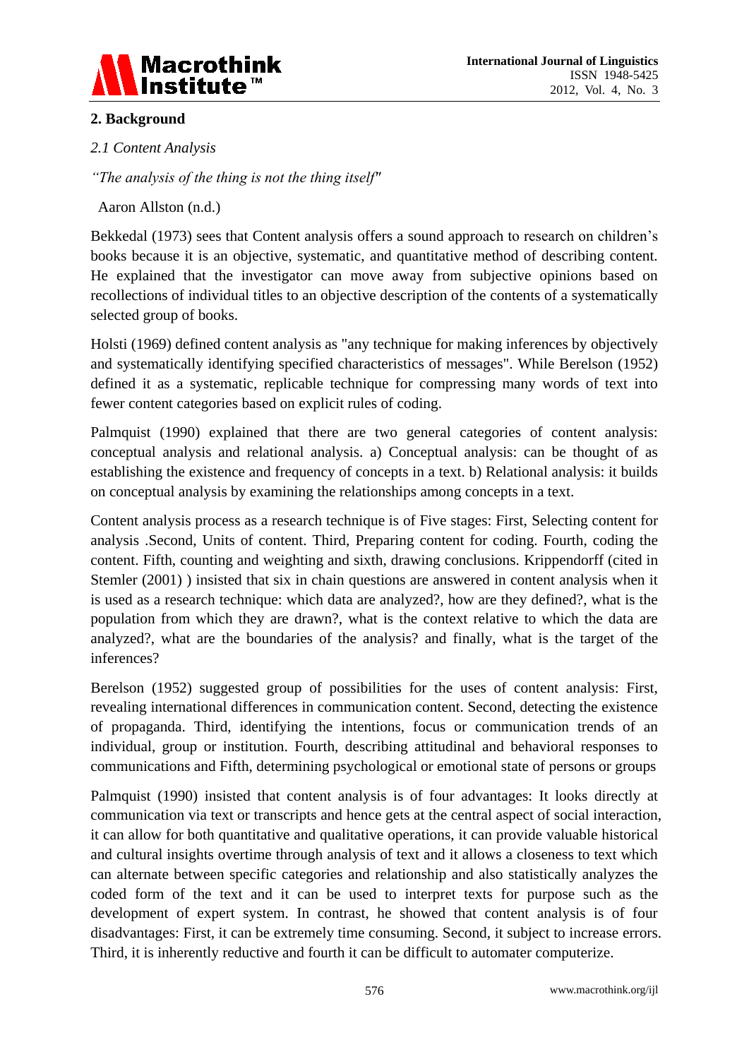## 2. Background

### *2.1 Content Analysis*

*"The analysis of the thing is not the thing itself"*

Aaron Allston (n.d.)

Bekkedal (1973) sees that Content analysis offers a sound approach to research on children's books because it is an objective, systematic, and quantitative method of describing content. He explained that the investigator can move away from subjective opinions based on recollections of individual titles to an objective description of the contents of a systematically selected group of books.

Holsti (1969) defined content analysis as "any technique for making inferences by objectively and systematically identifying specified characteristics of messages". While Berelson (1952) defined it as a systematic, replicable technique for compressing many words of text into fewer content categories based on explicit rules of coding.

Palmquist (1990) explained that there are two general categories of content analysis: conceptual analysis and relational analysis. a) Conceptual analysis: can be thought of as establishing the existence and frequency of concepts in a text. b) Relational analysis: it builds on conceptual analysis by examining the relationships among concepts in a text.

Content analysis process as a research technique is of Five stages: First, Selecting content for analysis .Second, Units of content. Third, Preparing content for coding. Fourth, coding the content. Fifth, counting and weighting and sixth, drawing conclusions. Krippendorff (cited in Stemler (2001) ) insisted that six in chain questions are answered in content analysis when it is used as a research technique: which data are analyzed?, how are they defined?, what is the population from which they are drawn?, what is the context relative to which the data are analyzed?, what are the boundaries of the analysis? and finally, what is the target of the inferences?

Berelson (1952) suggested group of possibilities for the uses of content analysis: First, revealing international differences in communication content. Second, detecting the existence of propaganda. Third, identifying the intentions, focus or communication trends of an individual, group or institution. Fourth, describing attitudinal and behavioral responses to communications and Fifth, determining psychological or emotional state of persons or groups

Palmquist (1990) insisted that content analysis is of four advantages: It looks directly at communication via text or transcripts and hence gets at the central aspect of social interaction, it can allow for both quantitative and qualitative operations, it can provide valuable historical and cultural insights overtime through analysis of text and it allows a closeness to text which can alternate between specific categories and relationship and also statistically analyzes the coded form of the text and it can be used to interpret texts for purpose such as the development of expert system. In contrast, he showed that content analysis is of four disadvantages: First, it can be extremely time consuming. Second, it subject to increase errors. Third, it is inherently reductive and fourth it can be difficult to automater computerize.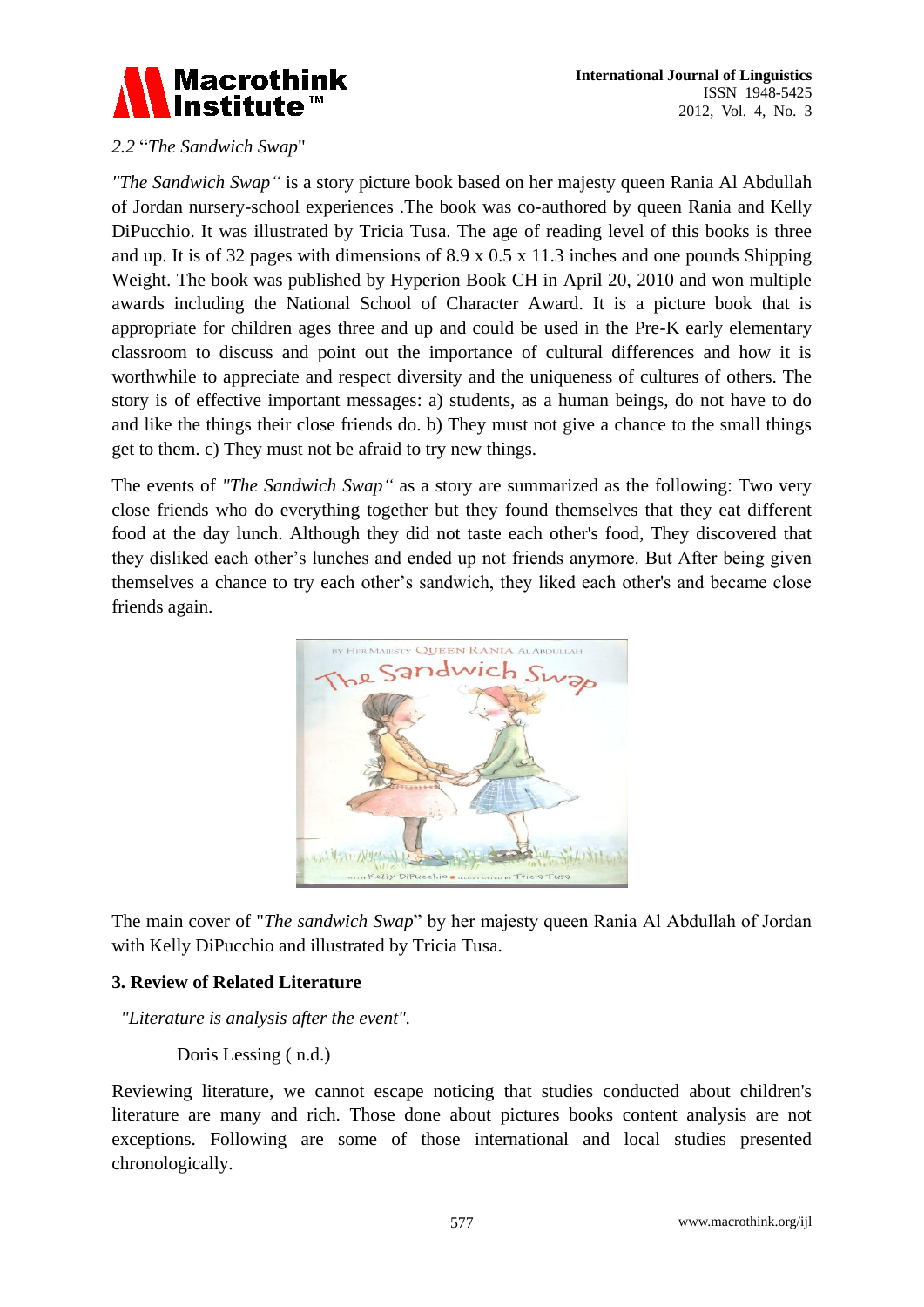*2.2 "The Sandwich Swap"*

*"The Sandwich Swap"* is a story picture book based on her majesty queen Rania Al Abdullah of Jordan nursery-school experiences .The book was co-authored by queen Rania and Kelly DiPucchio. It was illustrated by Tricia Tusa. The age of reading level of this books is three and up. It is of 32 pages with dimensions of 8.9 x 0.5 x 11.3 inches and one pounds Shipping Weight. The book was published by Hyperion Book CH in April 20, 2010 and won multiple awards including the National School of Character Award. It is a picture book that is appropriate for children ages three and up and could be used in the Pre-K early elementary classroom to discuss and point out the importance of cultural differences and how it is worthwhile to appreciate and respect diversity and the uniqueness of cultures of others. The story is of effective important messages: a) students, as a human beings, do not have to do and like the things their close friends do. b) They must not give a chance to the small things get to them. c) They must not be afraid to try new things.

The events of *"The Sandwich Swap"* as a story are summarized as the following: Two very close friends who do everything together but they found themselves that they eat different food at the day lunch. Although they did not taste each other's food, They discovered that they disliked each other's lunches and ended up not friends anymore. But After being given themselves a chance to try each other's sandwich, they liked each other's and became close friends again.

The main cover of "*The sandwich Swap*" by her majesty queen Rania Al Abdullah of Jordan with Kelly DiPucchio and illustrated by Tricia Tusa.

## 3. Review of Related Literature

*"Literature is analysis after the event".*

Doris Lessing ( n.d.)

Reviewing literature, we cannot escape noticing that studies conducted about children's literature are many and rich. Those done about pictures books content analysis are not exceptions. Following are some of those international and local studies presented chronologically.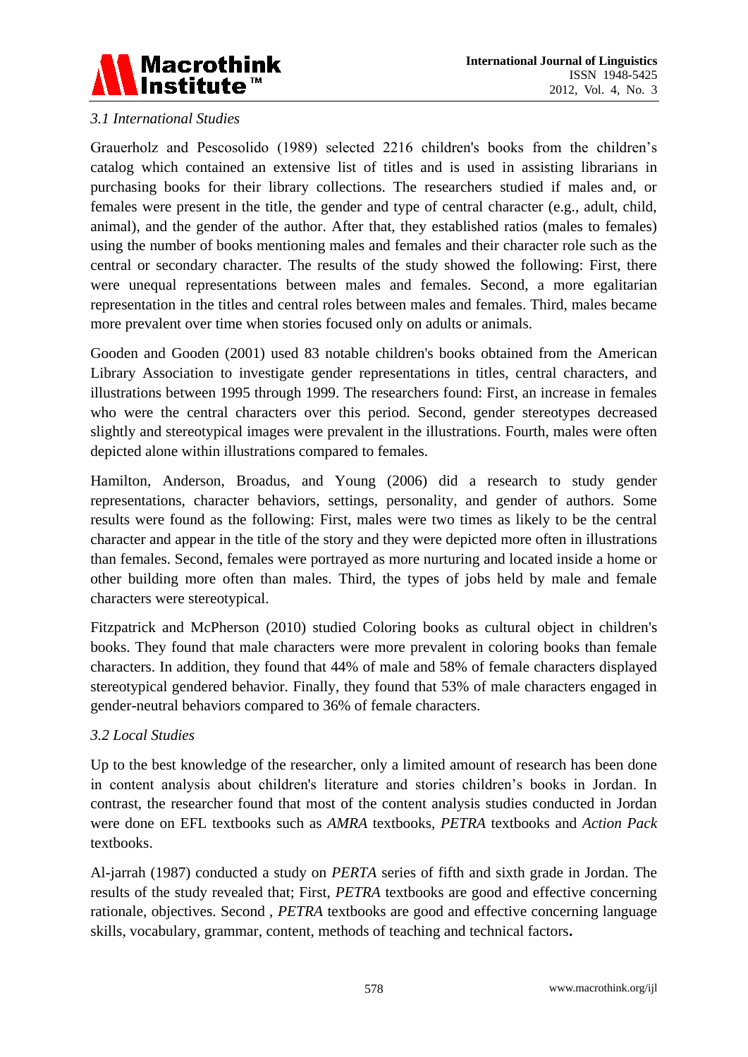### *3.1 International Studies*

Grauerholz and Pescosolido (1989) selected 2216 children's books from the children's catalog which contained an extensive list of titles and is used in assisting librarians in purchasing books for their library collections. The researchers studied if males and, or females were present in the title, the gender and type of central character (e.g., adult, child, animal), and the gender of the author. After that, they established ratios (males to females) using the number of books mentioning males and females and their character role such as the central or secondary character. The results of the study showed the following: First, there were unequal representations between males and females. Second, a more egalitarian representation in the titles and central roles between males and females. Third, males became more prevalent over time when stories focused only on adults or animals.

Gooden and Gooden (2001) used 83 notable children's books obtained from the American Library Association to investigate gender representations in titles, central characters, and illustrations between 1995 through 1999. The researchers found: First, an increase in females who were the central characters over this period. Second, gender stereotypes decreased slightly and stereotypical images were prevalent in the illustrations. Fourth, males were often depicted alone within illustrations compared to females.

Hamilton, Anderson, Broadus, and Young (2006) did a research to study gender representations, character behaviors, settings, personality, and gender of authors. Some results were found as the following: First, males were two times as likely to be the central character and appear in the title of the story and they were depicted more often in illustrations than females. Second, females were portrayed as more nurturing and located inside a home or other building more often than males. Third, the types of jobs held by male and female characters were stereotypical.

Fitzpatrick and McPherson (2010) studied Coloring books as cultural object in children's books. They found that male characters were more prevalent in coloring books than female characters. In addition, they found that 44% of male and 58% of female characters displayed stereotypical gendered behavior. Finally, they found that 53% of male characters engaged in gender-neutral behaviors compared to 36% of female characters.

### *3.2 Local Studies*

Up to the best knowledge of the researcher, only a limited amount of research has been done in content analysis about children's literature and stories children's books in Jordan. In contrast, the researcher found that most of the content analysis studies conducted in Jordan were done on EFL textbooks such as *AMRA* textbooks, *PETRA* textbooks and *Action Pack* textbooks.

Al-jarrah (1987) conducted a study on *PERTA* series of fifth and sixth grade in Jordan. The results of the study revealed that; First, *PETRA* textbooks are good and effective concerning rationale, objectives. Second , *PETRA* textbooks are good and effective concerning language skills, vocabulary, grammar, content, methods of teaching and technical factors**.**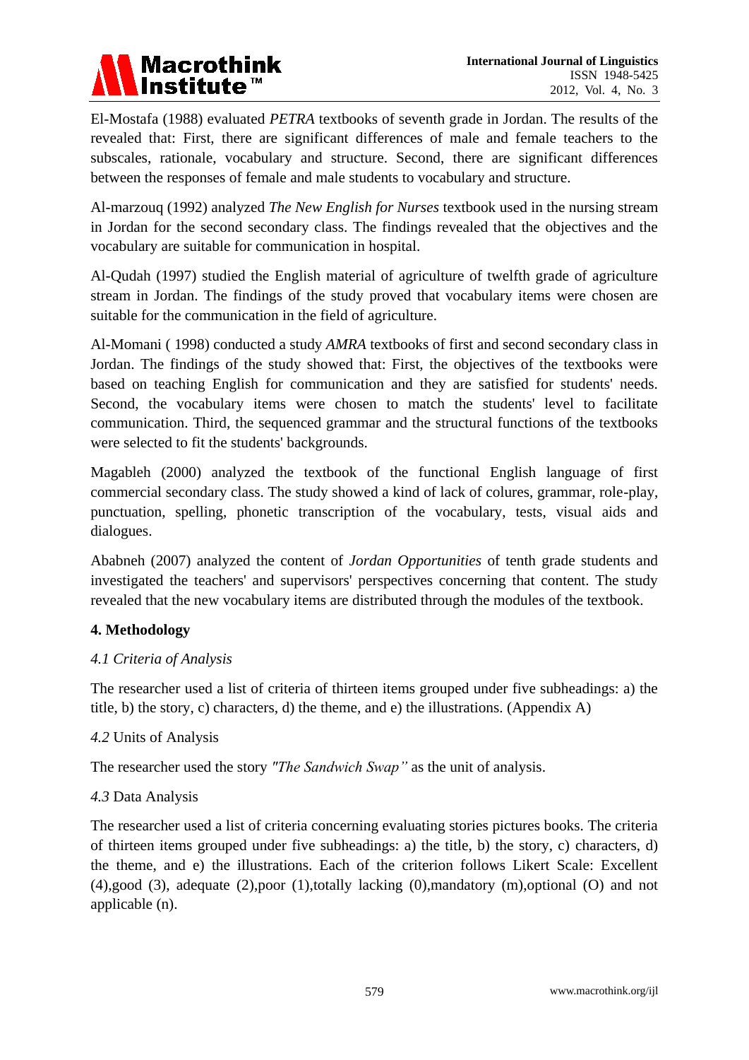El-Mostafa (1988) evaluated *PETRA* textbooks of seventh grade in Jordan. The results of the revealed that: First, there are significant differences of male and female teachers to the subscales, rationale, vocabulary and structure. Second, there are significant differences between the responses of female and male students to vocabulary and structure.

Al-marzouq (1992) analyzed *The New English for Nurses* textbook used in the nursing stream in Jordan for the second secondary class. The findings revealed that the objectives and the vocabulary are suitable for communication in hospital.

Al-Qudah (1997) studied the English material of agriculture of twelfth grade of agriculture stream in Jordan. The findings of the study proved that vocabulary items were chosen are suitable for the communication in the field of agriculture.

Al-Momani ( 1998) conducted a study *AMRA* textbooks of first and second secondary class in Jordan. The findings of the study showed that: First, the objectives of the textbooks were based on teaching English for communication and they are satisfied for students' needs. Second, the vocabulary items were chosen to match the students' level to facilitate communication. Third, the sequenced grammar and the structural functions of the textbooks were selected to fit the students' backgrounds.

Magableh (2000) analyzed the textbook of the functional English language of first commercial secondary class. The study showed a kind of lack of colures, grammar, role-play, punctuation, spelling, phonetic transcription of the vocabulary, tests, visual aids and dialogues.

Ababneh (2007) analyzed the content of *Jordan Opportunities* of tenth grade students and investigated the teachers' and supervisors' perspectives concerning that content. The study revealed that the new vocabulary items are distributed through the modules of the textbook.

## 4. Methodology

### *4.1 Criteria of Analysis*

The researcher used a list of criteria of thirteen items grouped under five subheadings: a) the title, b) the story, c) characters, d) the theme, and e) the illustrations. (Appendix A)

### *4.2* Units of Analysis

The researcher used the story *"The Sandwich Swap"* as the unit of analysis.

### *4.3* Data Analysis

The researcher used a list of criteria concerning evaluating stories pictures books. The criteria of thirteen items grouped under five subheadings: a) the title, b) the story, c) characters, d) the theme, and e) the illustrations. Each of the criterion follows Likert Scale: Excellent (4),good (3), adequate (2),poor (1),totally lacking (0),mandatory (m),optional (O) and not applicable (n).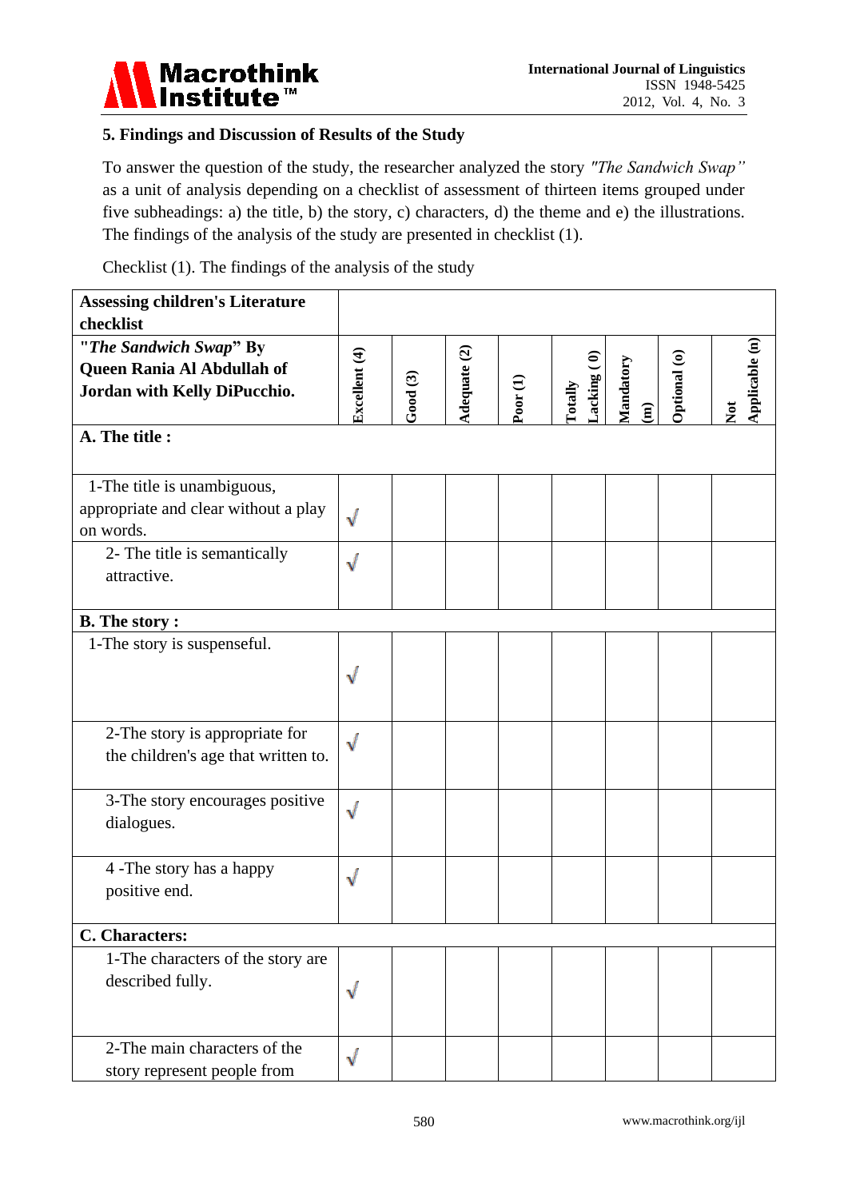## 5. Findings and Discussion of Results of the Study

To answer the question of the study, the researcher analyzed the story *"The Sandwich Swap"* as a unit of analysis depending on a checklist of assessment of thirteen items grouped under five subheadings: a) the title, b) the story, c) characters, d) the theme and e) the illustrations. The findings of the analysis of the study are presented in checklist (1).

Checklist (1). The findings of the analysis of the study

| **Assessing children's Literature checklist** | | | | | | | | |
|---|---|---|---|---|---|---|---|---|
| **"*The Sandwich Swap*" By Queen Rania Al Abdullah of Jordan with Kelly DiPucchio.** | **Excellent (4)** | **Good (3)** | **Adequate (2)** | **Poor (1)** | **Totally Lacking ( 0)** | **Mandatory (m)** | **Optional (o)** | **Not Applicable (n)** |
| **A. The title :** | | | | | | | | |
| 1-The title is unambiguous, appropriate and clear without a play on words. | √ | | | | | | | |
| 2- The title is semantically attractive. | √ | | | | | | | |
| **B. The story :** | | | | | | | | |
| 1-The story is suspenseful. | √ | | | | | | | |
| 2-The story is appropriate for the children's age that written to. | √ | | | | | | | |
| 3-The story encourages positive dialogues. | √ | | | | | | | |
| 4 -The story has a happy positive end. | √ | | | | | | | |
| **C. Characters:** | | | | | | | | |
| 1-The characters of the story are described fully. | √ | | | | | | | |
| 2-The main characters of the story represent people from | √ | | | | | | | |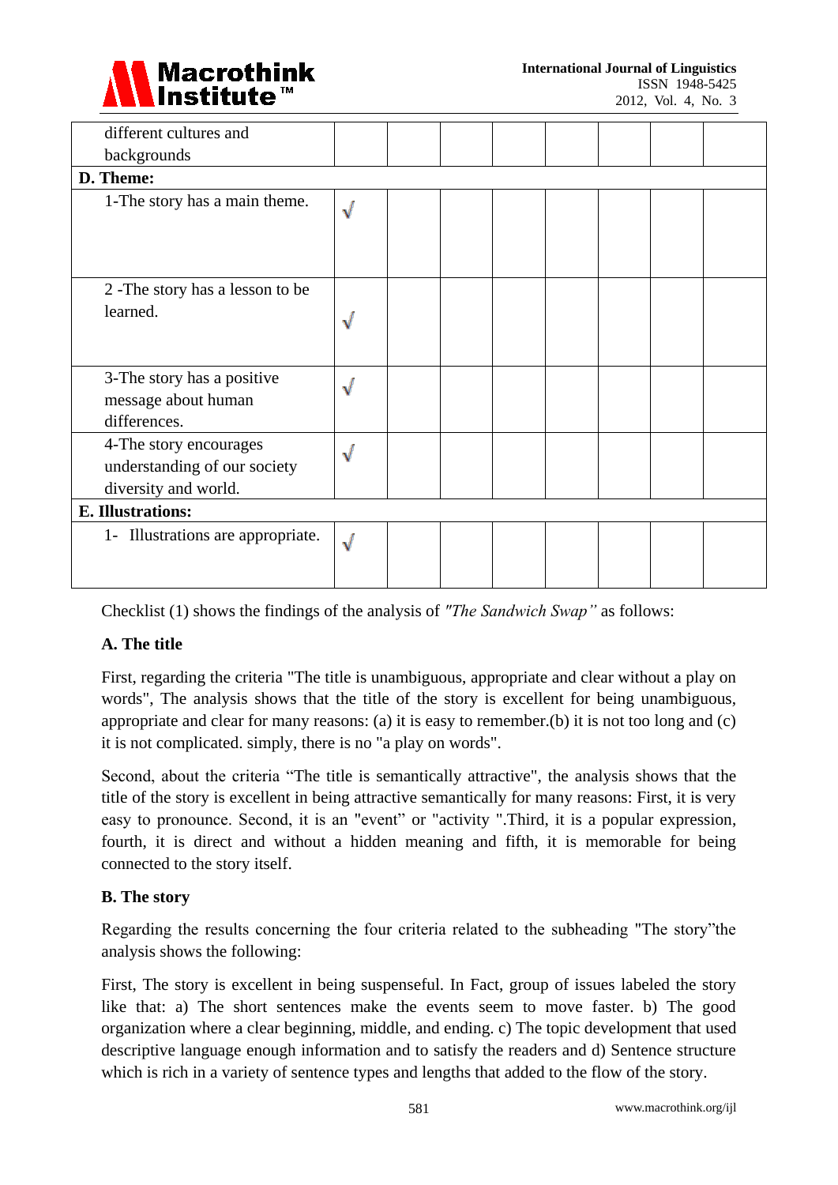| | | | | | | | |
|---|---|---|---|---|---|---|---|
| different cultures and backgrounds | | | | | | | |
| **D. Theme:** | | | | | | | |
| 1-The story has a main theme. | √ | | | | | | |
| 2 -The story has a lesson to be learned. | √ | | | | | | |
| 3-The story has a positive message about human differences. | √ | | | | | | |
| 4-The story encourages understanding of our society diversity and world. | √ | | | | | | |
| **E. Illustrations:** | | | | | | | |
| 1- Illustrations are appropriate. | √ | | | | | | |

Checklist (1) shows the findings of the analysis of *"The Sandwich Swap"* as follows:

**A. The title**

First, regarding the criteria "The title is unambiguous, appropriate and clear without a play on words", The analysis shows that the title of the story is excellent for being unambiguous, appropriate and clear for many reasons: (a) it is easy to remember.(b) it is not too long and (c) it is not complicated. simply, there is no "a play on words".

Second, about the criteria "The title is semantically attractive", the analysis shows that the title of the story is excellent in being attractive semantically for many reasons: First, it is very easy to pronounce. Second, it is an "event" or "activity ".Third, it is a popular expression, fourth, it is direct and without a hidden meaning and fifth, it is memorable for being connected to the story itself.

**B. The story**

Regarding the results concerning the four criteria related to the subheading "The story"the analysis shows the following:

First, The story is excellent in being suspenseful. In Fact, group of issues labeled the story like that: a) The short sentences make the events seem to move faster. b) The good organization where a clear beginning, middle, and ending. c) The topic development that used descriptive language enough information and to satisfy the readers and d) Sentence structure which is rich in a variety of sentence types and lengths that added to the flow of the story.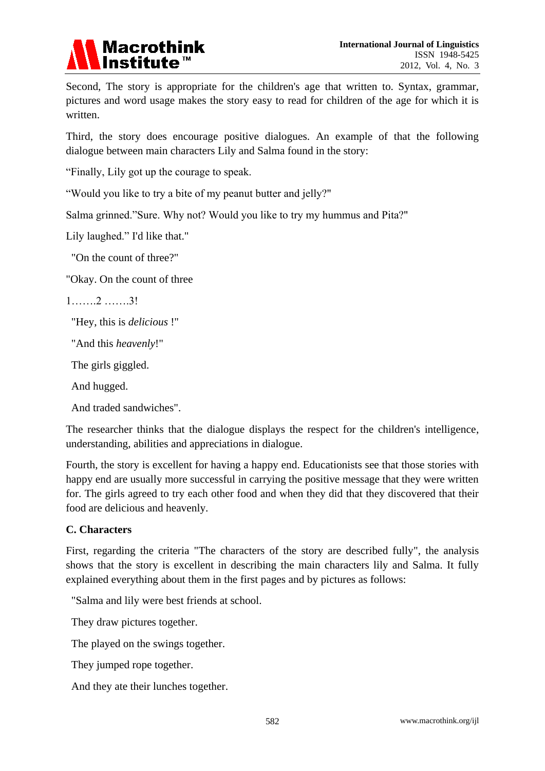Second, The story is appropriate for the children's age that written to. Syntax, grammar, pictures and word usage makes the story easy to read for children of the age for which it is written.

Third, the story does encourage positive dialogues. An example of that the following dialogue between main characters Lily and Salma found in the story:

“Finally, Lily got up the courage to speak.

“Would you like to try a bite of my peanut butter and jelly?"

Salma grinned.”Sure. Why not? Would you like to try my hummus and Pita?"

Lily laughed.” I'd like that."

"On the count of three?"

"Okay. On the count of three

1…….2 …….3!

"Hey, this is *delicious* !"

"And this *heavenly*!"

The girls giggled.

And hugged.

And traded sandwiches".

The researcher thinks that the dialogue displays the respect for the children's intelligence, understanding, abilities and appreciations in dialogue.

Fourth, the story is excellent for having a happy end. Educationists see that those stories with happy end are usually more successful in carrying the positive message that they were written for. The girls agreed to try each other food and when they did that they discovered that their food are delicious and heavenly.

**C. Characters**

First, regarding the criteria "The characters of the story are described fully", the analysis shows that the story is excellent in describing the main characters lily and Salma. It fully explained everything about them in the first pages and by pictures as follows:

"Salma and lily were best friends at school.

They draw pictures together.

The played on the swings together.

They jumped rope together.

And they ate their lunches together.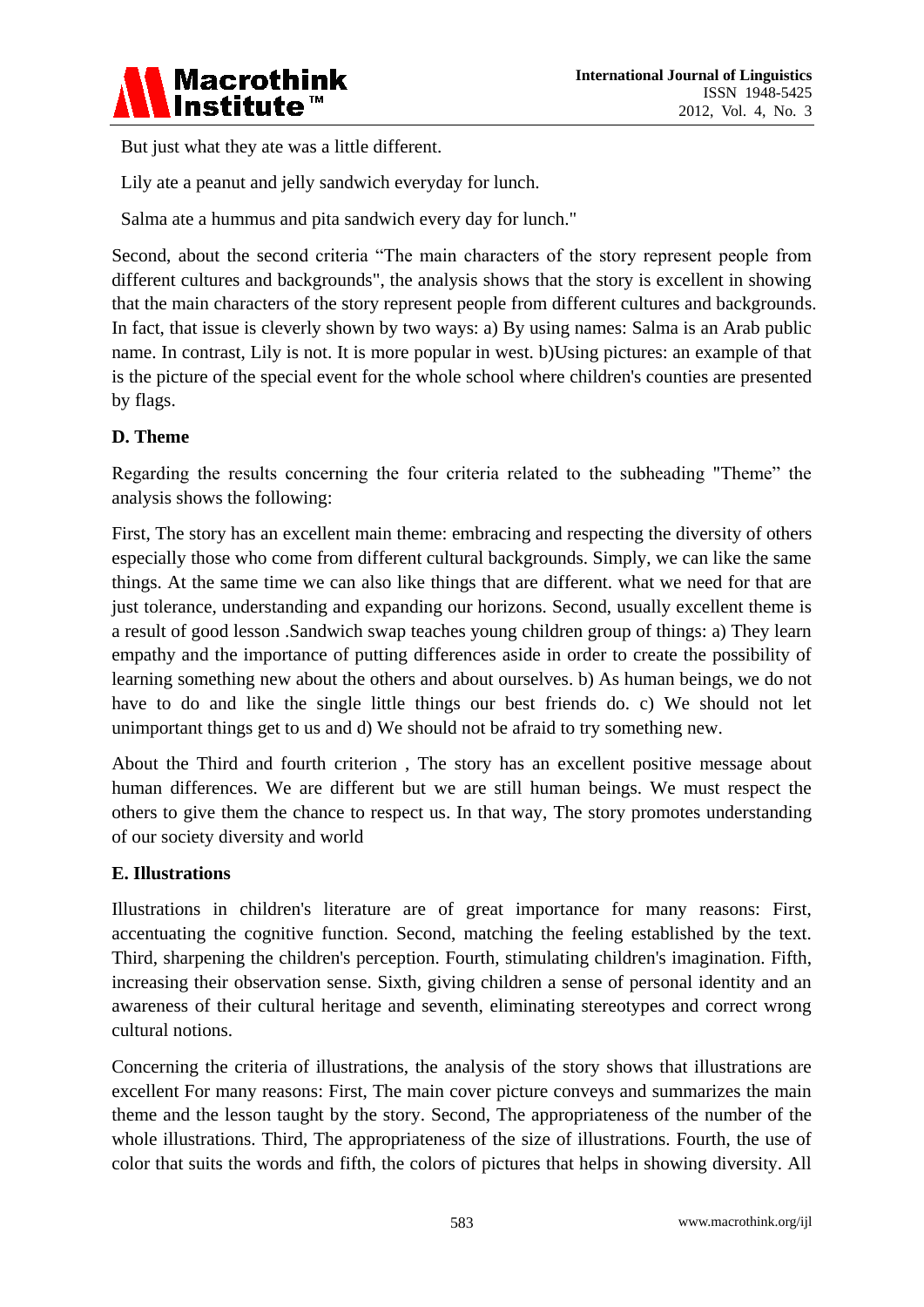But just what they ate was a little different.

Lily ate a peanut and jelly sandwich everyday for lunch.

Salma ate a hummus and pita sandwich every day for lunch."

Second, about the second criteria "The main characters of the story represent people from different cultures and backgrounds", the analysis shows that the story is excellent in showing that the main characters of the story represent people from different cultures and backgrounds. In fact, that issue is cleverly shown by two ways: a) By using names: Salma is an Arab public name. In contrast, Lily is not. It is more popular in west. b)Using pictures: an example of that is the picture of the special event for the whole school where children's counties are presented by flags.

**D. Theme**

Regarding the results concerning the four criteria related to the subheading "Theme" the analysis shows the following:

First, The story has an excellent main theme: embracing and respecting the diversity of others especially those who come from different cultural backgrounds. Simply, we can like the same things. At the same time we can also like things that are different. what we need for that are just tolerance, understanding and expanding our horizons. Second, usually excellent theme is a result of good lesson .Sandwich swap teaches young children group of things: a) They learn empathy and the importance of putting differences aside in order to create the possibility of learning something new about the others and about ourselves. b) As human beings, we do not have to do and like the single little things our best friends do. c) We should not let unimportant things get to us and d) We should not be afraid to try something new.

About the Third and fourth criterion , The story has an excellent positive message about human differences. We are different but we are still human beings. We must respect the others to give them the chance to respect us. In that way, The story promotes understanding of our society diversity and world

**E. Illustrations**

Illustrations in children's literature are of great importance for many reasons: First, accentuating the cognitive function. Second, matching the feeling established by the text. Third, sharpening the children's perception. Fourth, stimulating children's imagination. Fifth, increasing their observation sense. Sixth, giving children a sense of personal identity and an awareness of their cultural heritage and seventh, eliminating stereotypes and correct wrong cultural notions.

Concerning the criteria of illustrations, the analysis of the story shows that illustrations are excellent For many reasons: First, The main cover picture conveys and summarizes the main theme and the lesson taught by the story. Second, The appropriateness of the number of the whole illustrations. Third, The appropriateness of the size of illustrations. Fourth, the use of color that suits the words and fifth, the colors of pictures that helps in showing diversity. All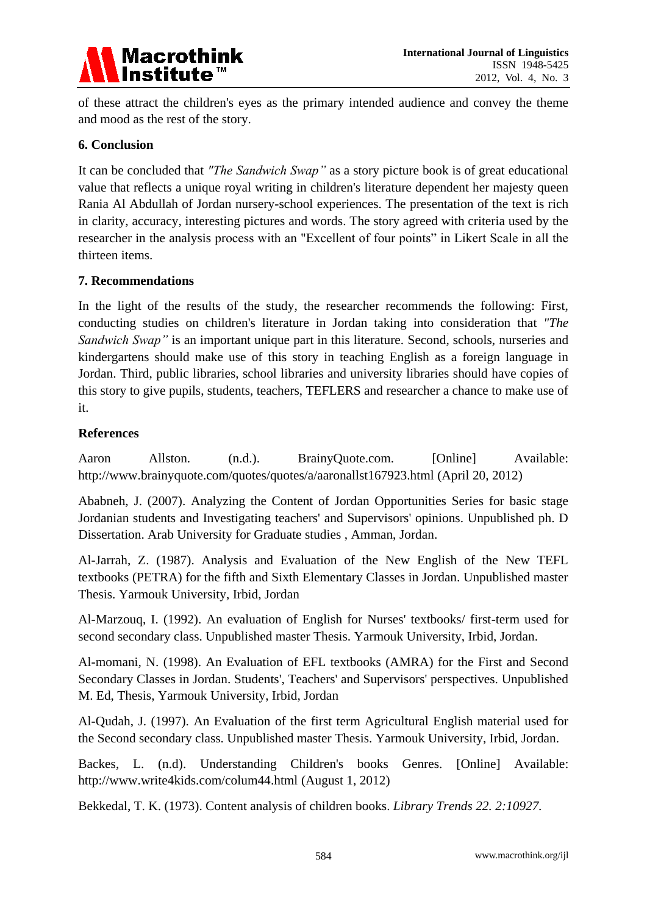of these attract the children's eyes as the primary intended audience and convey the theme and mood as the rest of the story.

## 6. Conclusion

It can be concluded that *"The Sandwich Swap"* as a story picture book is of great educational value that reflects a unique royal writing in children's literature dependent her majesty queen Rania Al Abdullah of Jordan nursery-school experiences. The presentation of the text is rich in clarity, accuracy, interesting pictures and words. The story agreed with criteria used by the researcher in the analysis process with an "Excellent of four points" in Likert Scale in all the thirteen items.

## 7. Recommendations

In the light of the results of the study, the researcher recommends the following: First, conducting studies on children's literature in Jordan taking into consideration that *"The Sandwich Swap"* is an important unique part in this literature. Second, schools, nurseries and kindergartens should make use of this story in teaching English as a foreign language in Jordan. Third, public libraries, school libraries and university libraries should have copies of this story to give pupils, students, teachers, TEFLERS and researcher a chance to make use of it.

## References

Aaron Allston. (n.d.). BrainyQuote.com. [Online] Available: http://www.brainyquote.com/quotes/quotes/a/aaronallst167923.html (April 20, 2012)

Ababneh, J. (2007). Analyzing the Content of Jordan Opportunities Series for basic stage Jordanian students and Investigating teachers' and Supervisors' opinions. Unpublished ph. D Dissertation. Arab University for Graduate studies , Amman, Jordan.

Al-Jarrah, Z. (1987). Analysis and Evaluation of the New English of the New TEFL textbooks (PETRA) for the fifth and Sixth Elementary Classes in Jordan. Unpublished master Thesis. Yarmouk University, Irbid, Jordan

Al-Marzouq, I. (1992). An evaluation of English for Nurses' textbooks/ first-term used for second secondary class. Unpublished master Thesis. Yarmouk University, Irbid, Jordan.

Al-momani, N. (1998). An Evaluation of EFL textbooks (AMRA) for the First and Second Secondary Classes in Jordan. Students', Teachers' and Supervisors' perspectives. Unpublished M. Ed, Thesis, Yarmouk University, Irbid, Jordan

Al-Qudah, J. (1997). An Evaluation of the first term Agricultural English material used for the Second secondary class. Unpublished master Thesis. Yarmouk University, Irbid, Jordan.

Backes, L. (n.d). Understanding Children's books Genres. [Online] Available: http://www.write4kids.com/colum44.html (August 1, 2012)

Bekkedal, T. K. (1973). Content analysis of children books. *Library Trends 22. 2:10927.*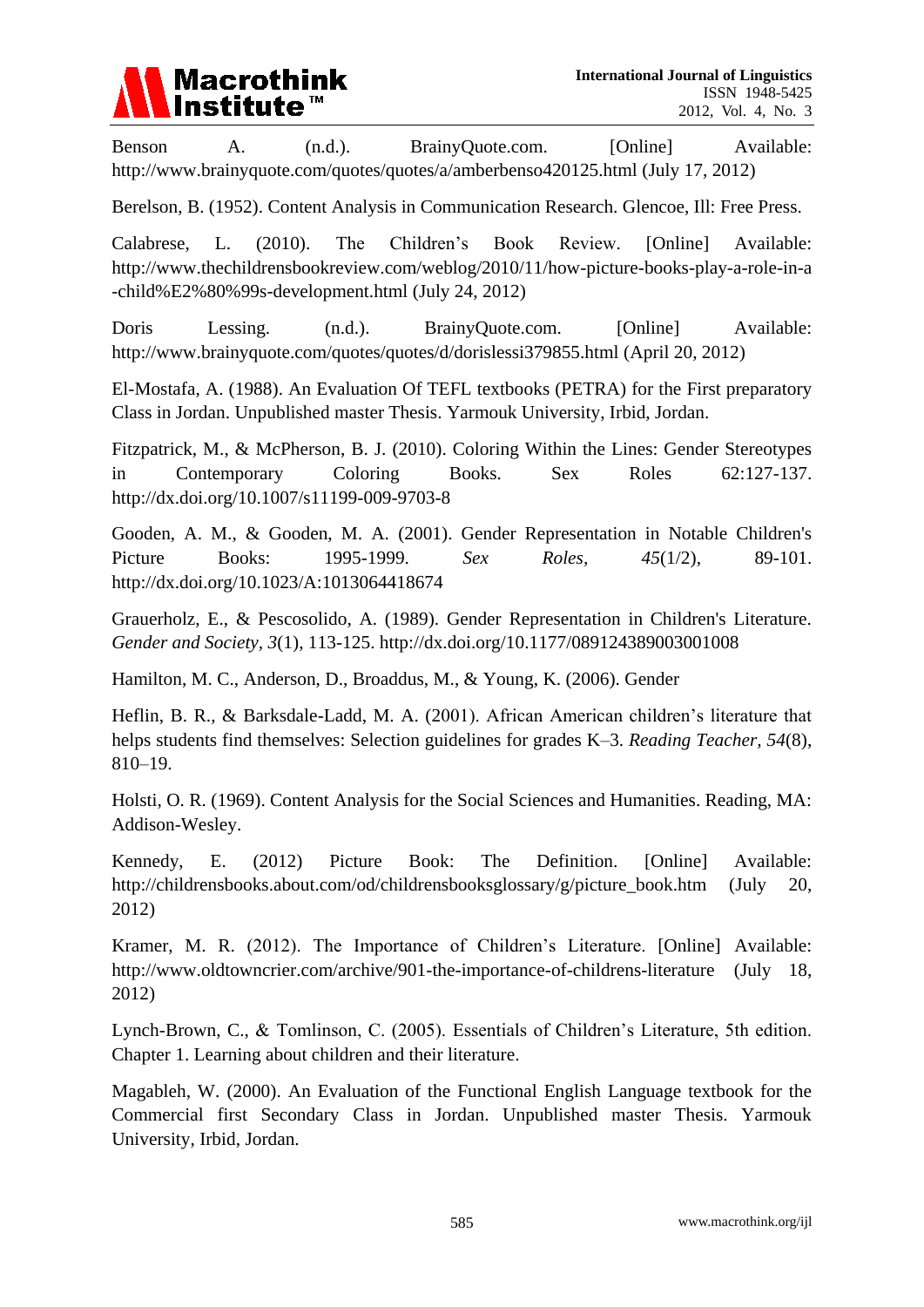Benson A. (n.d.). BrainyQuote.com. [Online] Available: http://www.brainyquote.com/quotes/quotes/a/amberbenso420125.html (July 17, 2012)

Berelson, B. (1952). Content Analysis in Communication Research. Glencoe, Ill: Free Press.

Calabrese, L. (2010). The Children's Book Review. [Online] Available: http://www.thechildrensbookreview.com/weblog/2010/11/how-picture-books-play-a-role-in-a-child%E2%80%99s-development.html (July 24, 2012)

Doris Lessing. (n.d.). BrainyQuote.com. [Online] Available: http://www.brainyquote.com/quotes/quotes/d/dorislessi379855.html (April 20, 2012)

El-Mostafa, A. (1988). An Evaluation Of TEFL textbooks (PETRA) for the First preparatory Class in Jordan. Unpublished master Thesis. Yarmouk University, Irbid, Jordan.

Fitzpatrick, M., & McPherson, B. J. (2010). Coloring Within the Lines: Gender Stereotypes in Contemporary Coloring Books. Sex Roles 62:127-137. http://dx.doi.org/10.1007/s11199-009-9703-8

Gooden, A. M., & Gooden, M. A. (2001). Gender Representation in Notable Children's Picture Books: 1995-1999. *Sex Roles, 45*(1/2), 89-101. http://dx.doi.org/10.1023/A:1013064418674

Grauerholz, E., & Pescosolido, A. (1989). Gender Representation in Children's Literature. *Gender and Society, 3*(1), 113-125. http://dx.doi.org/10.1177/089124389003001008

Hamilton, M. C., Anderson, D., Broaddus, M., & Young, K. (2006). Gender

Heflin, B. R., & Barksdale-Ladd, M. A. (2001). African American children's literature that helps students find themselves: Selection guidelines for grades K–3. *Reading Teacher, 54*(8), 810–19.

Holsti, O. R. (1969). Content Analysis for the Social Sciences and Humanities. Reading, MA: Addison-Wesley.

Kennedy, E. (2012) Picture Book: The Definition. [Online] Available: http://childrensbooks.about.com/od/childrensbooksglossary/g/picture_book.htm (July 20, 2012)

Kramer, M. R. (2012). The Importance of Children's Literature. [Online] Available: http://www.oldtowncrier.com/archive/901-the-importance-of-childrens-literature (July 18, 2012)

Lynch-Brown, C., & Tomlinson, C. (2005). Essentials of Children's Literature, 5th edition. Chapter 1. Learning about children and their literature.

Magableh, W. (2000). An Evaluation of the Functional English Language textbook for the Commercial first Secondary Class in Jordan. Unpublished master Thesis. Yarmouk University, Irbid, Jordan.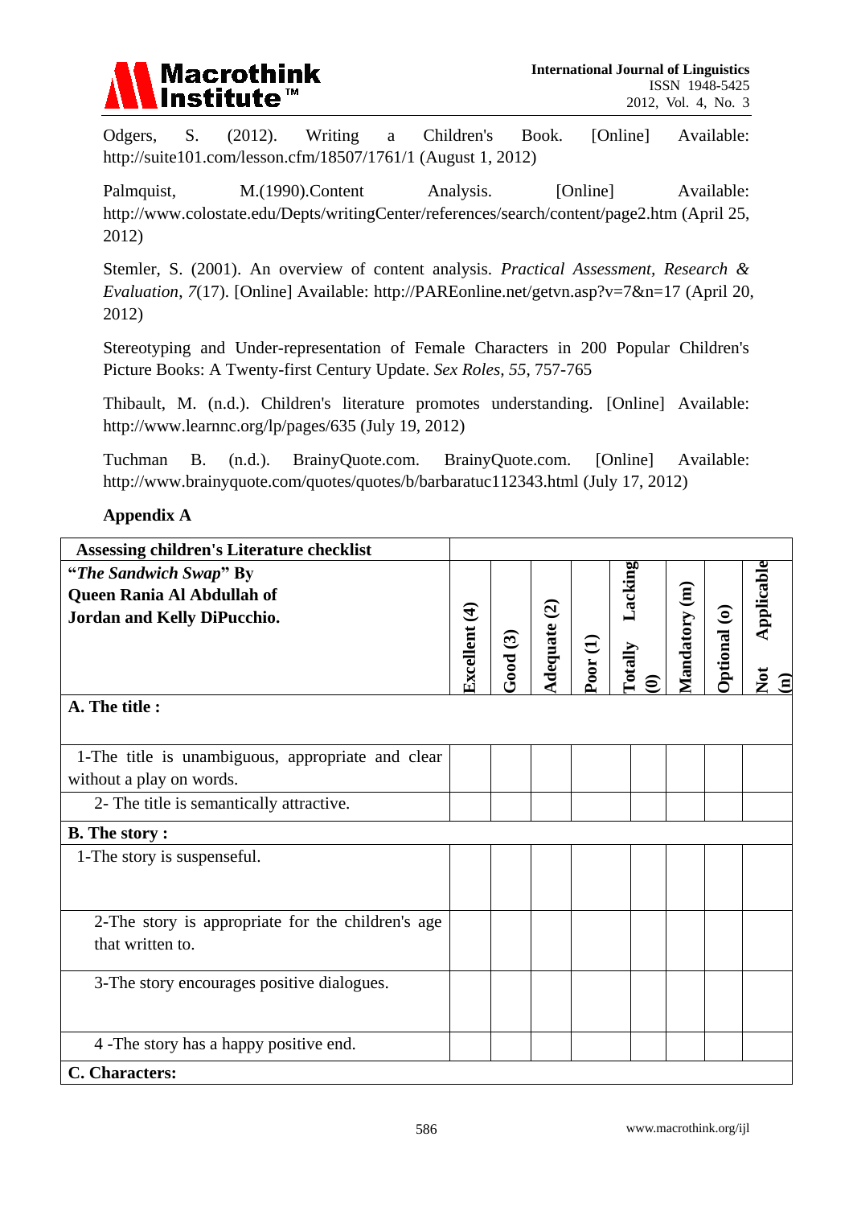Odgers, S. (2012). Writing a Children's Book. [Online] Available: http://suite101.com/lesson.cfm/18507/1761/1 (August 1, 2012)

Palmquist, M.(1990).Content Analysis. [Online] Available: http://www.colostate.edu/Depts/writingCenter/references/search/content/page2.htm (April 25, 2012)

Stemler, S. (2001). An overview of content analysis. *Practical Assessment, Research & Evaluation*, *7*(17). [Online] Available: http://PAREonline.net/getvn.asp?v=7&n=17 (April 20, 2012)

Stereotyping and Under-representation of Female Characters in 200 Popular Children's Picture Books: A Twenty-first Century Update. *Sex Roles*, *55*, 757-765

Thibault, M. (n.d.). Children's literature promotes understanding. [Online] Available: http://www.learnnc.org/lp/pages/635 (July 19, 2012)

Tuchman B. (n.d.). BrainyQuote.com. BrainyQuote.com. [Online] Available: http://www.brainyquote.com/quotes/quotes/b/barbaratuc112343.html (July 17, 2012)

**Appendix A**

| **Assessing children's Literature checklist** | | | | | | | | |
|---|---|---|---|---|---|---|---|---|
| **"*The Sandwich Swap*" By Queen Rania Al Abdullah of Jordan and Kelly DiPucchio.** | **Excellent (4)** | **Good (3)** | **Adequate (2)** | **Poor (1)** | **Totally Lacking (0)** | **Mandatory (m)** | **Optional (o)** | **Not Applicable (n)** |
| **A. The title :** | | | | | | | | |
| 1-The title is unambiguous, appropriate and clear without a play on words. | | | | | | | | |
| 2- The title is semantically attractive. | | | | | | | | |
| **B. The story :** | | | | | | | | |
| 1-The story is suspenseful. | | | | | | | | |
| 2-The story is appropriate for the children's age that written to. | | | | | | | | |
| 3-The story encourages positive dialogues. | | | | | | | | |
| 4 -The story has a happy positive end. | | | | | | | | |
| **C. Characters:** | | | | | | | | |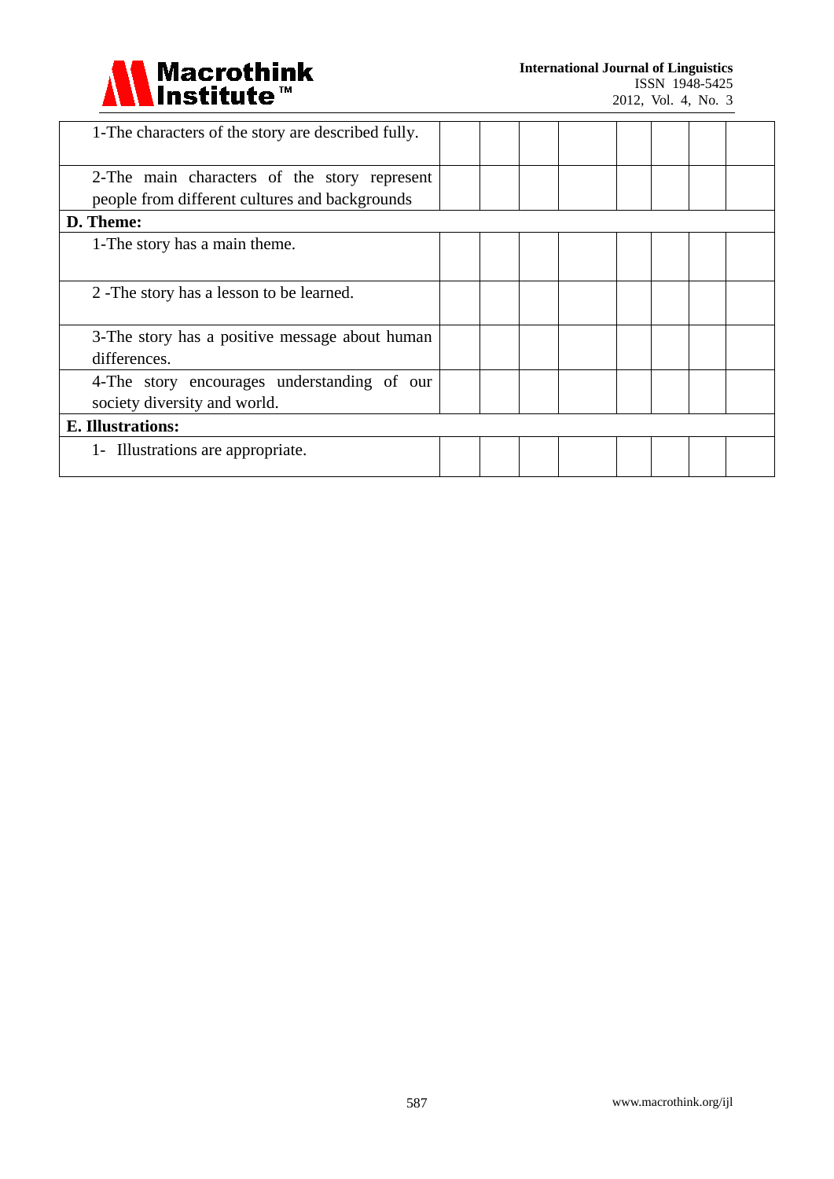| | | | | | | | |
|---|---|---|---|---|---|---|---|
| 1-The characters of the story are described fully. | | | | | | | |
| 2-The main characters of the story represent people from different cultures and backgrounds | | | | | | | |
| **D. Theme:** | | | | | | | |
| 1-The story has a main theme. | | | | | | | |
| 2 -The story has a lesson to be learned. | | | | | | | |
| 3-The story has a positive message about human differences. | | | | | | | |
| 4-The story encourages understanding of our society diversity and world. | | | | | | | |
| **E. Illustrations:** | | | | | | | |
| 1- Illustrations are appropriate. | | | | | | | |